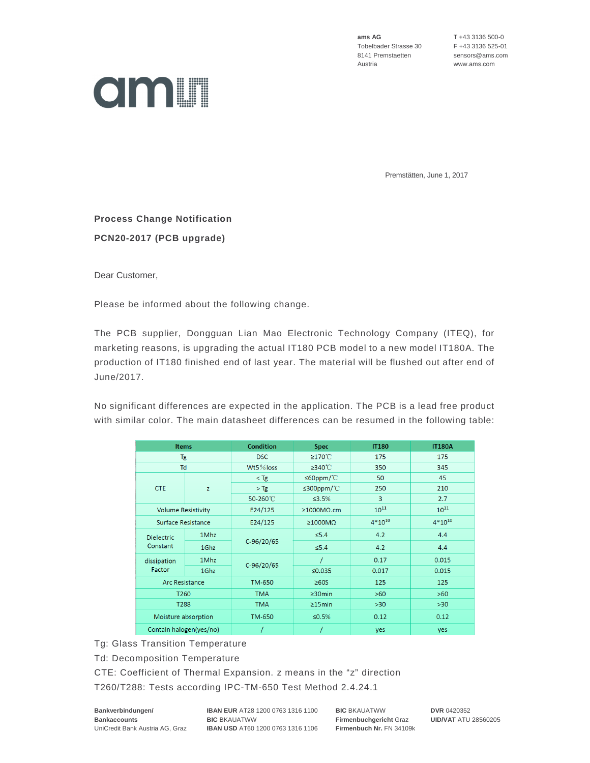ams AG
Tobelbader Strasse 30
8141 Premstaetten
Austria

T +43 3136 500-0
F +43 3136 525-01
sensors@ams.com
www.ams.com

Premstätten, June 1, 2017

**Process Change Notification**

**PCN20-2017 (PCB upgrade)**

Dear Customer,

Please be informed about the following change.

The PCB supplier, Dongguan Lian Mao Electronic Technology Company (ITEQ), for marketing reasons, is upgrading the actual IT180 PCB model to a new model IT180A. The production of IT180 finished end of last year. The material will be flushed out after end of June/2017.

No significant differences are expected in the application. The PCB is a lead free product with similar color. The main datasheet differences can be resumed in the following table:

| Items | | Condition | Spec | IT180 | IT180A |
|---|---|---|---|---|---|
| Tg | | DSC | ≥170℃ | 175 | 175 |
| Td | | Wt5%loss | ≥340℃ | 350 | 345 |
| CTE | z | < Tg | ≤60ppm/℃ | 50 | 45 |
| | | > Tg | ≤300ppm/℃ | 250 | 210 |
| | | 50-260℃ | ≤3.5% | 3 | 2.7 |
| Volume Resistivity | | E24/125 | ≥1000MΩ.cm | $10^{11}$ | $10^{11}$ |
| Surface Resistance | | E24/125 | ≥1000MΩ | $4*10^{10}$ | $4*10^{10}$ |
| Dielectric Constant | 1Mhz | C-96/20/65 | ≤5.4 | 4.2 | 4.4 |
| | 1Ghz | | ≤5.4 | 4.2 | 4.4 |
| dissipation Factor | 1Mhz | C-96/20/65 | / | 0.17 | 0.015 |
| | 1Ghz | | ≤0.035 | 0.017 | 0.015 |
| Arc Resistance | | TM-650 | ≥60S | 125 | 125 |
| T260 | | TMA | ≥30min | >60 | >60 |
| T288 | | TMA | ≥15min | >30 | >30 |
| Moisture absorption | | TM-650 | ≤0.5% | 0.12 | 0.12 |
| Contain halogen(yes/no) | | / | / | yes | yes |

Tg: Glass Transition Temperature

Td: Decomposition Temperature

CTE: Coefficient of Thermal Expansion. z means in the "z" direction

T260/T288: Tests according IPC-TM-650 Test Method 2.4.24.1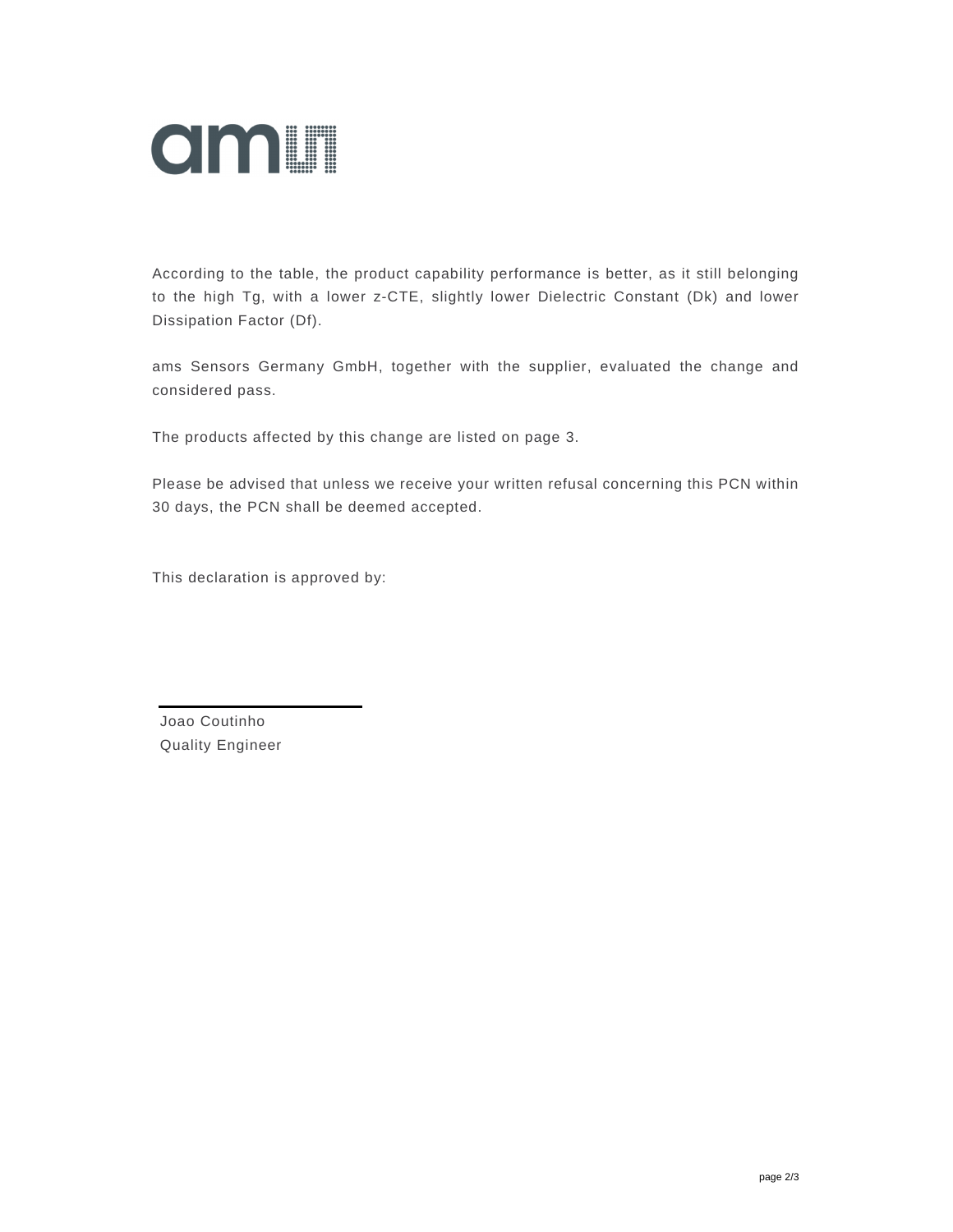According to the table, the product capability performance is better, as it still belonging to the high Tg, with a lower z-CTE, slightly lower Dielectric Constant (Dk) and lower Dissipation Factor (Df).

ams Sensors Germany GmbH, together with the supplier, evaluated the change and considered pass.

The products affected by this change are listed on page 3.

Please be advised that unless we receive your written refusal concerning this PCN within 30 days, the PCN shall be deemed accepted.

This declaration is approved by:

Joao Coutinho
Quality Engineer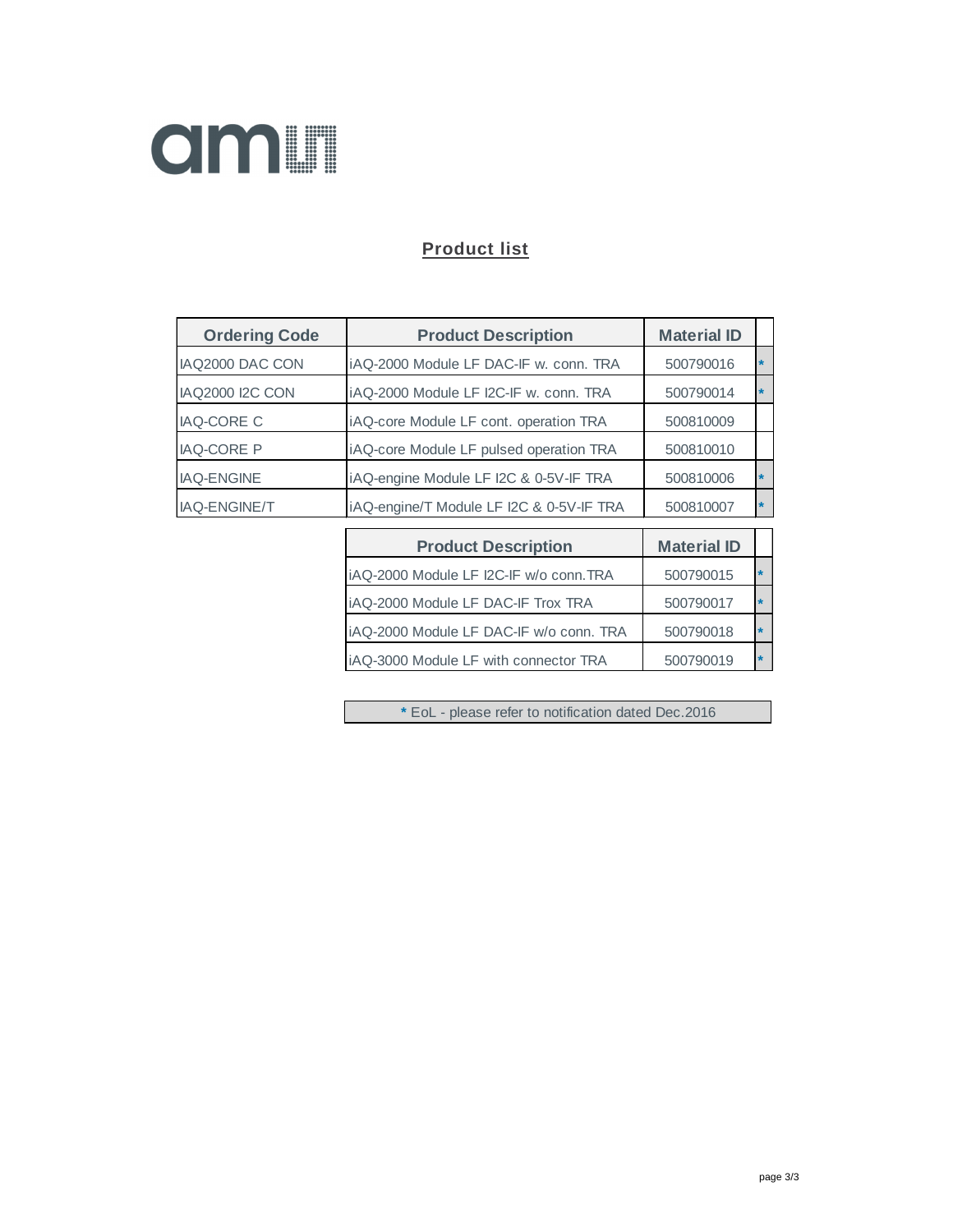## Product list

| Ordering Code | Product Description | Material ID | |
|---|---|---|---|
| IAQ2000 DAC CON | iAQ-2000 Module LF DAC-IF w. conn. TRA | 500790016 | * |
| IAQ2000 I2C CON | iAQ-2000 Module LF I2C-IF w. conn. TRA | 500790014 | * |
| IAQ-CORE C | iAQ-core Module LF cont. operation TRA | 500810009 | |
| IAQ-CORE P | iAQ-core Module LF pulsed operation TRA | 500810010 | |
| IAQ-ENGINE | iAQ-engine Module LF I2C & 0-5V-IF TRA | 500810006 | * |
| IAQ-ENGINE/T | iAQ-engine/T Module LF I2C & 0-5V-IF TRA | 500810007 | * |

| Product Description | Material ID | |
|---|---|---|
| iAQ-2000 Module LF I2C-IF w/o conn.TRA | 500790015 | * |
| iAQ-2000 Module LF DAC-IF Trox TRA | 500790017 | * |
| iAQ-2000 Module LF DAC-IF w/o conn. TRA | 500790018 | * |
| iAQ-3000 Module LF with connector TRA | 500790019 | * |

* EoL - please refer to notification dated Dec.2016